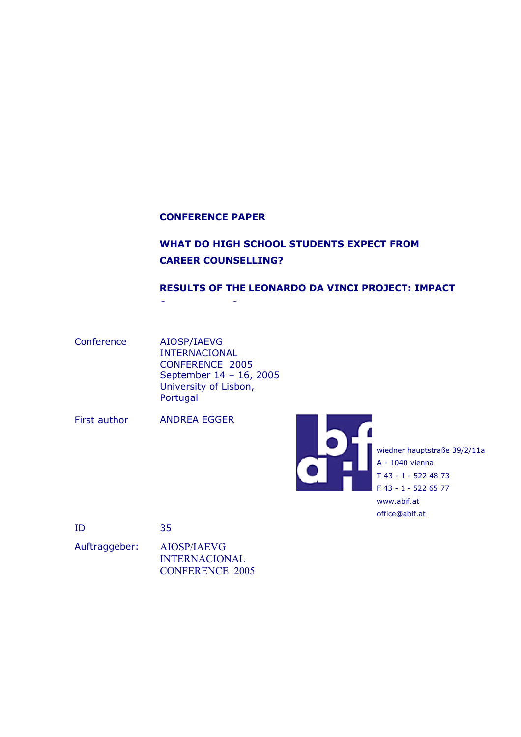**CONFERENCE PAPER**

# WHAT DO HIGH SCHOOL STUDENTS EXPECT FROM CAREER COUNSELLING?

## RESULTS OF THE LEONARDO DA VINCI PROJECT: IMPACT

| | |
|---|---|
| Conference | AIOSP/IAEVG INTERNACIONAL CONFERENCE 2005 September 14 – 16, 2005 University of Lisbon, Portugal |
| First author | ANDREA EGGER |

wiedner hauptstraße 39/2/11a
A - 1040 vienna
T 43 - 1 - 522 48 73
F 43 - 1 - 522 65 77
www.abif.at
office@abif.at

| | |
|---|---|
| ID | 35 |
| Auftraggeber: | AIOSP/IAEVG INTERNACIONAL CONFERENCE 2005 |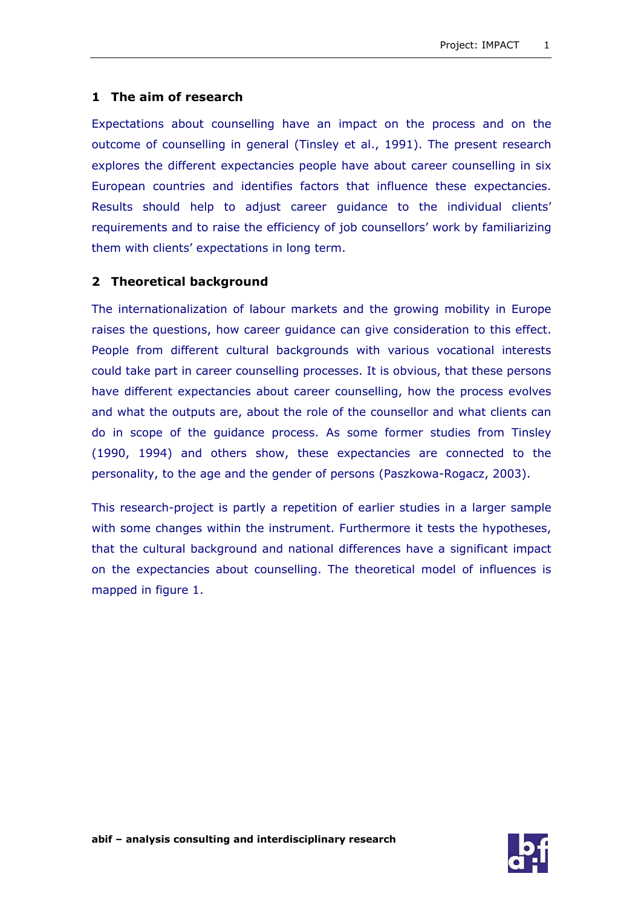## 1 The aim of research

Expectations about counselling have an impact on the process and on the outcome of counselling in general (Tinsley et al., 1991). The present research explores the different expectancies people have about career counselling in six European countries and identifies factors that influence these expectancies. Results should help to adjust career guidance to the individual clients' requirements and to raise the efficiency of job counsellors' work by familiarizing them with clients' expectations in long term.

## 2 Theoretical background

The internationalization of labour markets and the growing mobility in Europe raises the questions, how career guidance can give consideration to this effect. People from different cultural backgrounds with various vocational interests could take part in career counselling processes. It is obvious, that these persons have different expectancies about career counselling, how the process evolves and what the outputs are, about the role of the counsellor and what clients can do in scope of the guidance process. As some former studies from Tinsley (1990, 1994) and others show, these expectancies are connected to the personality, to the age and the gender of persons (Paszkowa-Rogacz, 2003).

This research-project is partly a repetition of earlier studies in a larger sample with some changes within the instrument. Furthermore it tests the hypotheses, that the cultural background and national differences have a significant impact on the expectancies about counselling. The theoretical model of influences is mapped in figure 1.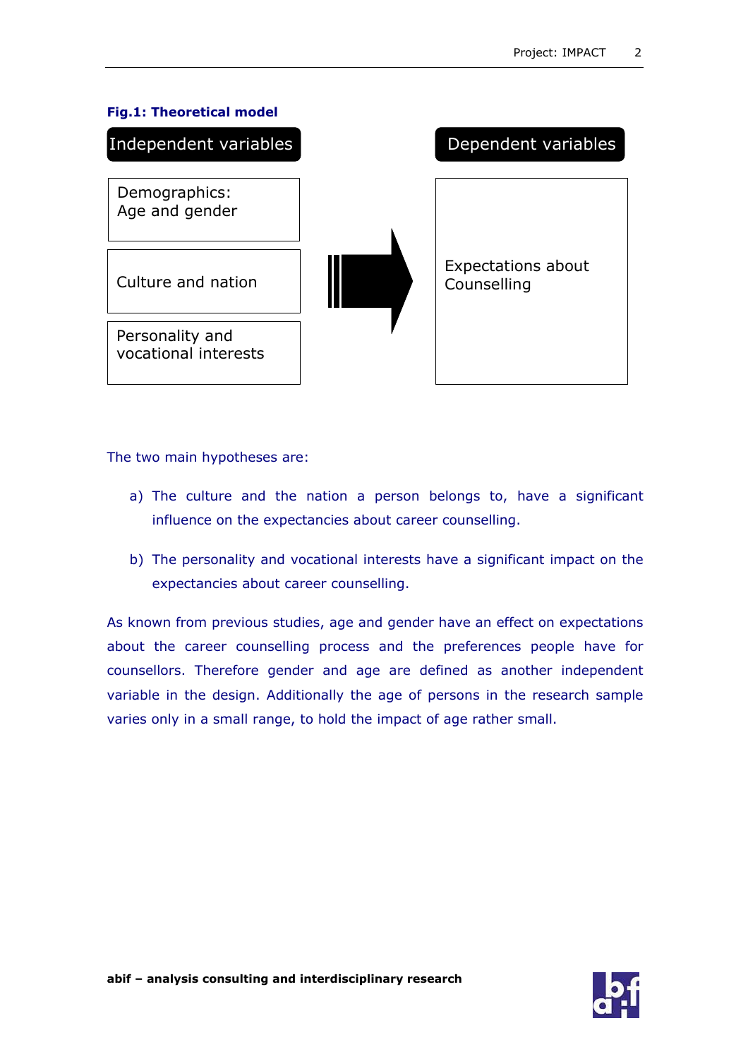**Fig.1: Theoretical model**

| Independent variables | | Dependent variables |
|---|---|---|
| Demographics: Age and gender | | |
| Culture and nation | ➡ | Expectations about Counselling |
| Personality and vocational interests | | |

The two main hypotheses are:

a) The culture and the nation a person belongs to, have a significant influence on the expectancies about career counselling.

b) The personality and vocational interests have a significant impact on the expectancies about career counselling.

As known from previous studies, age and gender have an effect on expectations about the career counselling process and the preferences people have for counsellors. Therefore gender and age are defined as another independent variable in the design. Additionally the age of persons in the research sample varies only in a small range, to hold the impact of age rather small.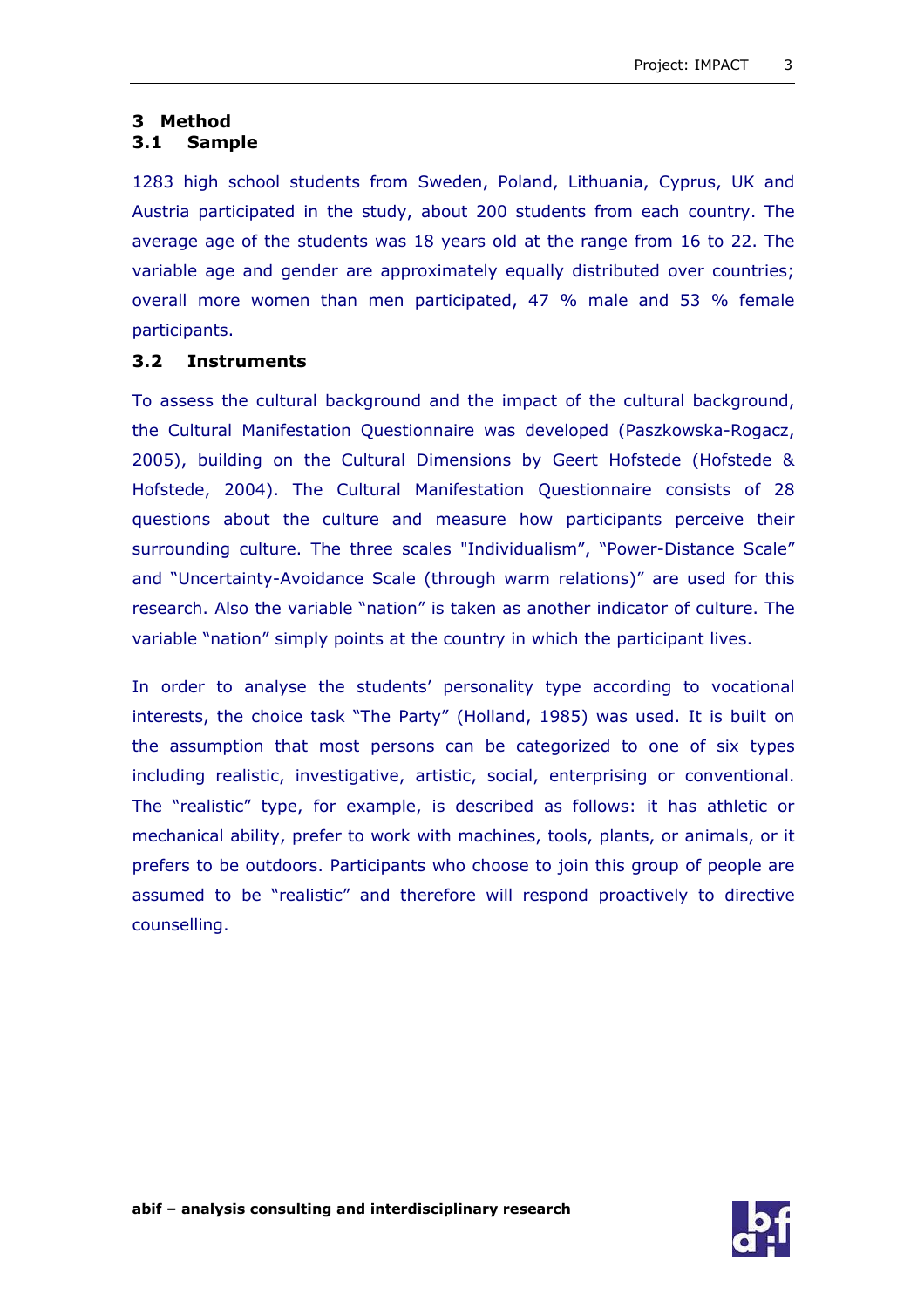# 3 Method

## 3.1 Sample

1283 high school students from Sweden, Poland, Lithuania, Cyprus, UK and Austria participated in the study, about 200 students from each country. The average age of the students was 18 years old at the range from 16 to 22. The variable age and gender are approximately equally distributed over countries; overall more women than men participated, 47 % male and 53 % female participants.

## 3.2 Instruments

To assess the cultural background and the impact of the cultural background, the Cultural Manifestation Questionnaire was developed (Paszkowska-Rogacz, 2005), building on the Cultural Dimensions by Geert Hofstede (Hofstede & Hofstede, 2004). The Cultural Manifestation Questionnaire consists of 28 questions about the culture and measure how participants perceive their surrounding culture. The three scales "Individualism", "Power-Distance Scale" and "Uncertainty-Avoidance Scale (through warm relations)" are used for this research. Also the variable "nation" is taken as another indicator of culture. The variable "nation" simply points at the country in which the participant lives.

In order to analyse the students' personality type according to vocational interests, the choice task "The Party" (Holland, 1985) was used. It is built on the assumption that most persons can be categorized to one of six types including realistic, investigative, artistic, social, enterprising or conventional. The "realistic" type, for example, is described as follows: it has athletic or mechanical ability, prefer to work with machines, tools, plants, or animals, or it prefers to be outdoors. Participants who choose to join this group of people are assumed to be "realistic" and therefore will respond proactively to directive counselling.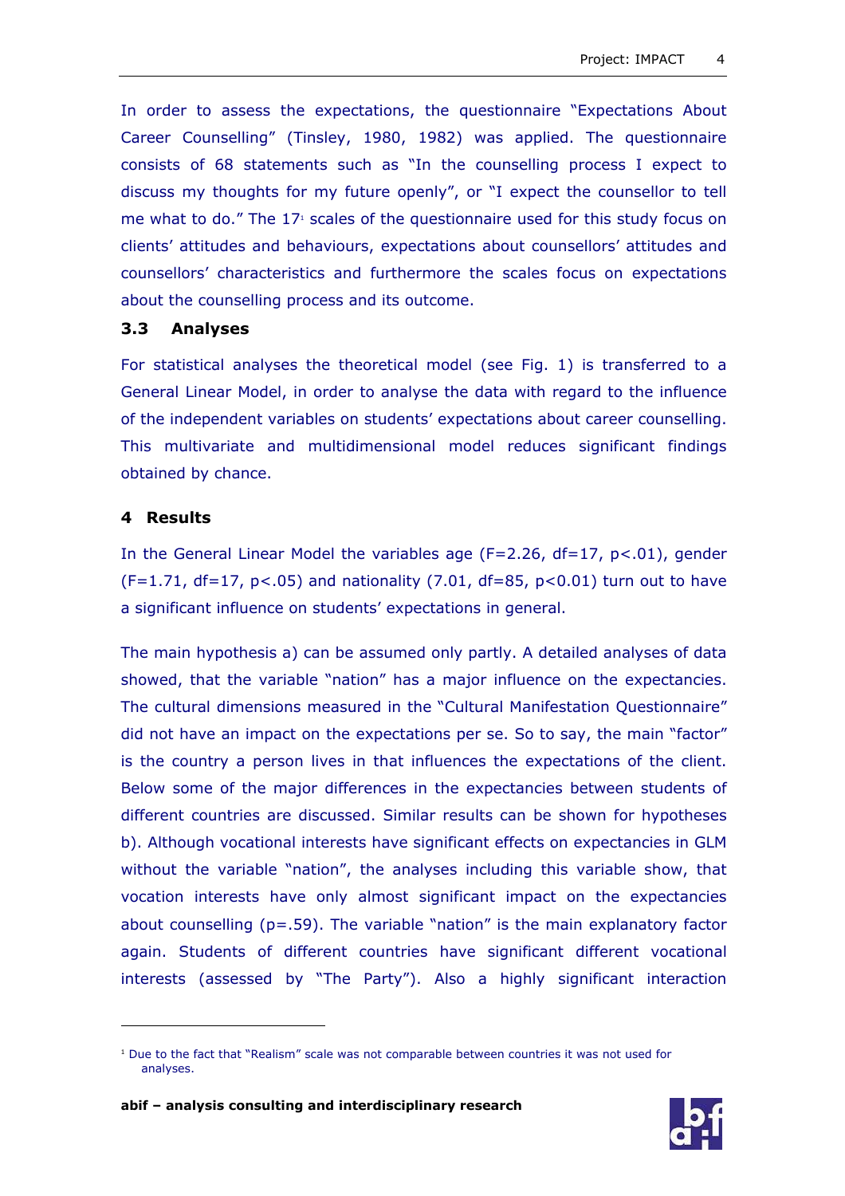In order to assess the expectations, the questionnaire "Expectations About Career Counselling" (Tinsley, 1980, 1982) was applied. The questionnaire consists of 68 statements such as "In the counselling process I expect to discuss my thoughts for my future openly", or "I expect the counsellor to tell me what to do." The 17[1] scales of the questionnaire used for this study focus on clients' attitudes and behaviours, expectations about counsellors' attitudes and counsellors' characteristics and furthermore the scales focus on expectations about the counselling process and its outcome.

### 3.3 Analyses

For statistical analyses the theoretical model (see Fig. 1) is transferred to a General Linear Model, in order to analyse the data with regard to the influence of the independent variables on students' expectations about career counselling. This multivariate and multidimensional model reduces significant findings obtained by chance.

## 4 Results

In the General Linear Model the variables age ($F=2.26$, $df=17$, $p<.01$), gender ($F=1.71$, $df=17$, $p<.05$) and nationality ($7.01$, $df=85$, $p<0.01$) turn out to have a significant influence on students' expectations in general.

The main hypothesis a) can be assumed only partly. A detailed analyses of data showed, that the variable "nation" has a major influence on the expectancies. The cultural dimensions measured in the "Cultural Manifestation Questionnaire" did not have an impact on the expectations per se. So to say, the main "factor" is the country a person lives in that influences the expectations of the client. Below some of the major differences in the expectancies between students of different countries are discussed. Similar results can be shown for hypotheses b). Although vocational interests have significant effects on expectancies in GLM without the variable "nation", the analyses including this variable show, that vocation interests have only almost significant impact on the expectancies about counselling ($p=.59$). The variable "nation" is the main explanatory factor again. Students of different countries have significant different vocational interests (assessed by "The Party"). Also a highly significant interaction

[1] Due to the fact that "Realism" scale was not comparable between countries it was not used for analyses.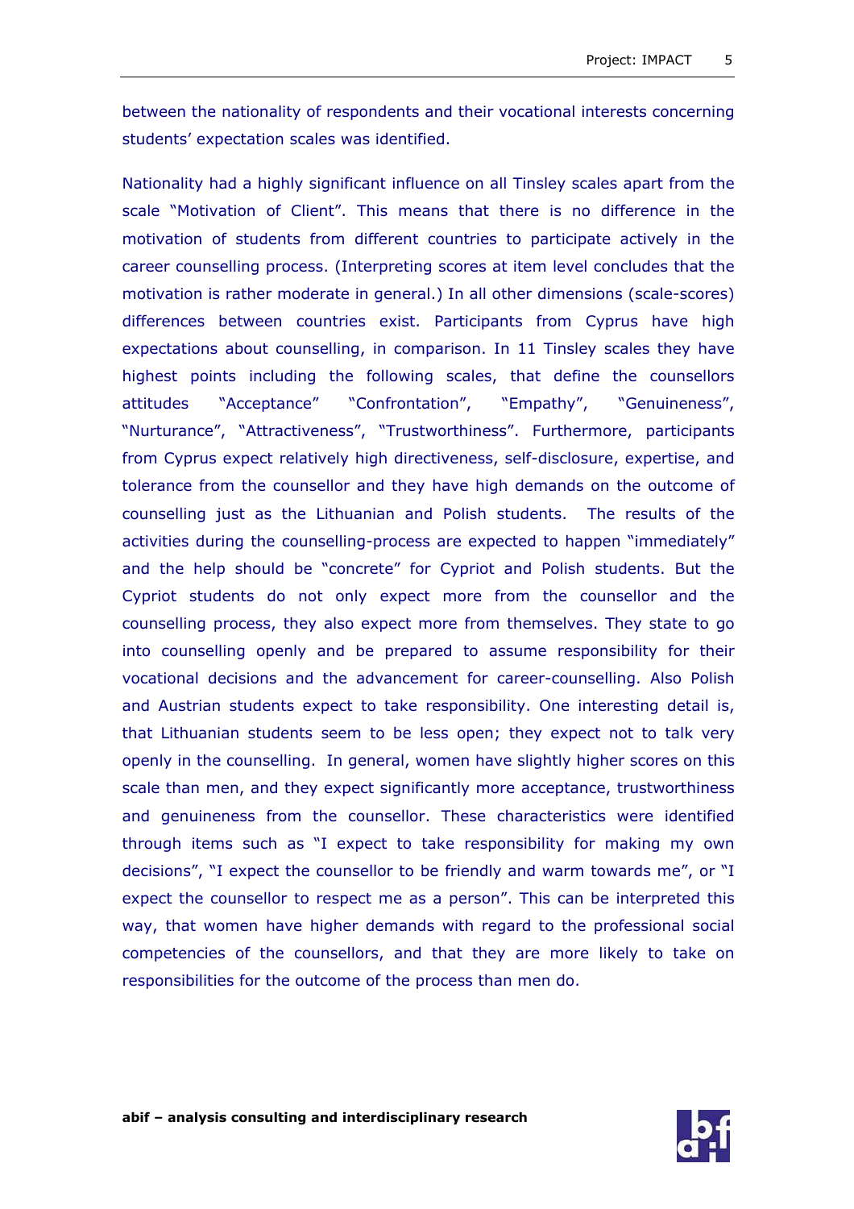between the nationality of respondents and their vocational interests concerning students' expectation scales was identified.

Nationality had a highly significant influence on all Tinsley scales apart from the scale "Motivation of Client". This means that there is no difference in the motivation of students from different countries to participate actively in the career counselling process. (Interpreting scores at item level concludes that the motivation is rather moderate in general.) In all other dimensions (scale-scores) differences between countries exist. Participants from Cyprus have high expectations about counselling, in comparison. In 11 Tinsley scales they have highest points including the following scales, that define the counsellors attitudes "Acceptance" "Confrontation", "Empathy", "Genuineness", "Nurturance", "Attractiveness", "Trustworthiness". Furthermore, participants from Cyprus expect relatively high directiveness, self-disclosure, expertise, and tolerance from the counsellor and they have high demands on the outcome of counselling just as the Lithuanian and Polish students. The results of the activities during the counselling-process are expected to happen "immediately" and the help should be "concrete" for Cypriot and Polish students. But the Cypriot students do not only expect more from the counsellor and the counselling process, they also expect more from themselves. They state to go into counselling openly and be prepared to assume responsibility for their vocational decisions and the advancement for career-counselling. Also Polish and Austrian students expect to take responsibility. One interesting detail is, that Lithuanian students seem to be less open; they expect not to talk very openly in the counselling. In general, women have slightly higher scores on this scale than men, and they expect significantly more acceptance, trustworthiness and genuineness from the counsellor. These characteristics were identified through items such as "I expect to take responsibility for making my own decisions", "I expect the counsellor to be friendly and warm towards me", or "I expect the counsellor to respect me as a person". This can be interpreted this way, that women have higher demands with regard to the professional social competencies of the counsellors, and that they are more likely to take on responsibilities for the outcome of the process than men do.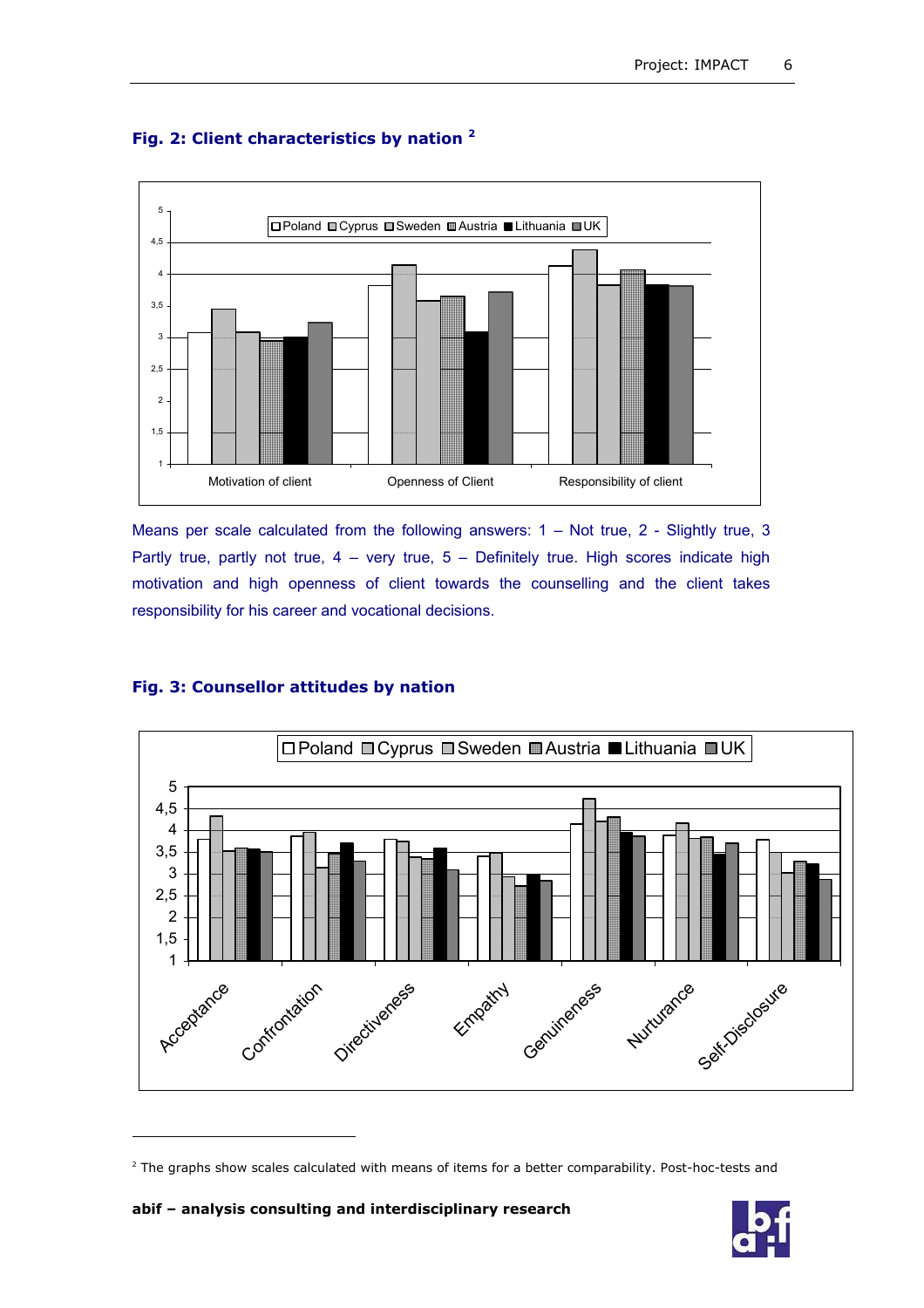### Fig. 2: Client characteristics by nation [2]

Means per scale calculated from the following answers: 1 – Not true, 2 - Slightly true, 3 Partly true, partly not true, 4 – very true, 5 – Definitely true. High scores indicate high motivation and high openness of client towards the counselling and the client takes responsibility for his career and vocational decisions.

### Fig. 3: Counsellor attitudes by nation

[2] The graphs show scales calculated with means of items for a better comparability. Post-hoc-tests and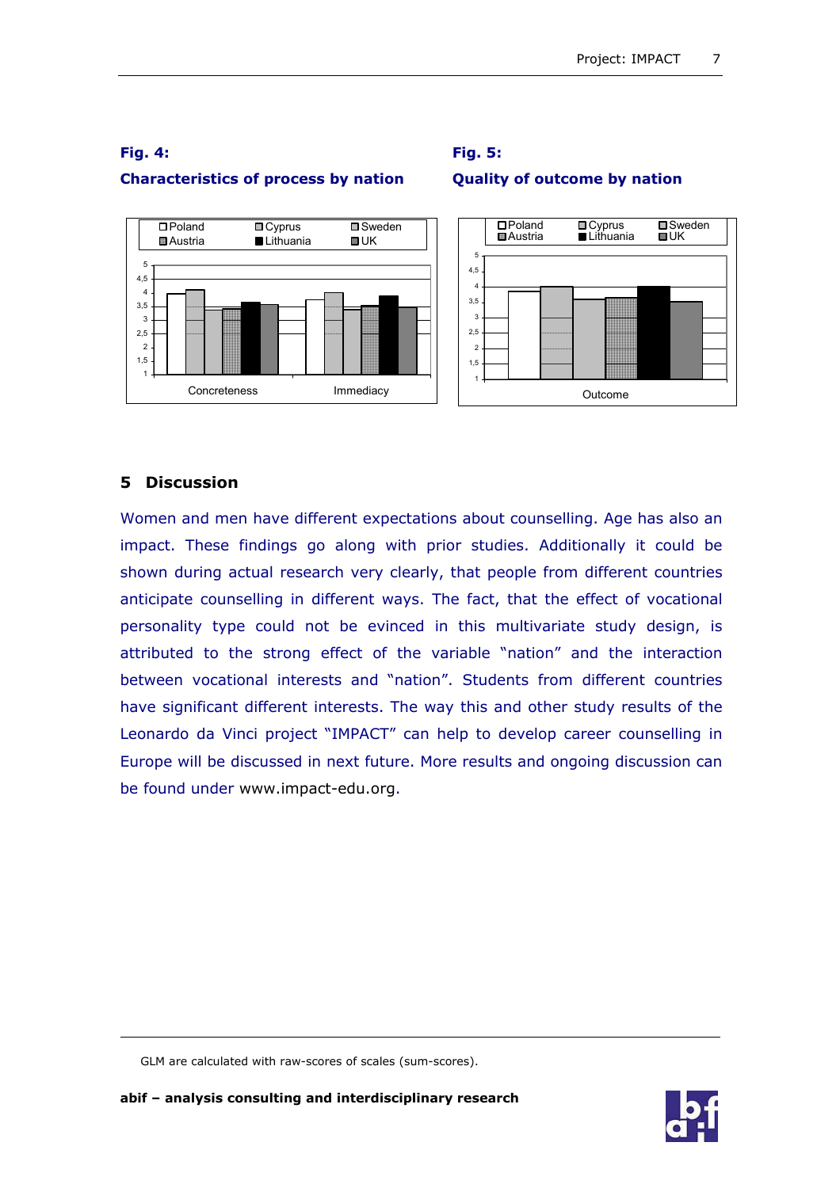**Fig. 4:**

**Characteristics of process by nation**

**Fig. 5:**

**Quality of outcome by nation**

## 5 Discussion

Women and men have different expectations about counselling. Age has also an impact. These findings go along with prior studies. Additionally it could be shown during actual research very clearly, that people from different countries anticipate counselling in different ways. The fact, that the effect of vocational personality type could not be evinced in this multivariate study design, is attributed to the strong effect of the variable "nation" and the interaction between vocational interests and "nation". Students from different countries have significant different interests. The way this and other study results of the Leonardo da Vinci project "IMPACT" can help to develop career counselling in Europe will be discussed in next future. More results and ongoing discussion can be found under www.impact-edu.org.

---

GLM are calculated with raw-scores of scales (sum-scores).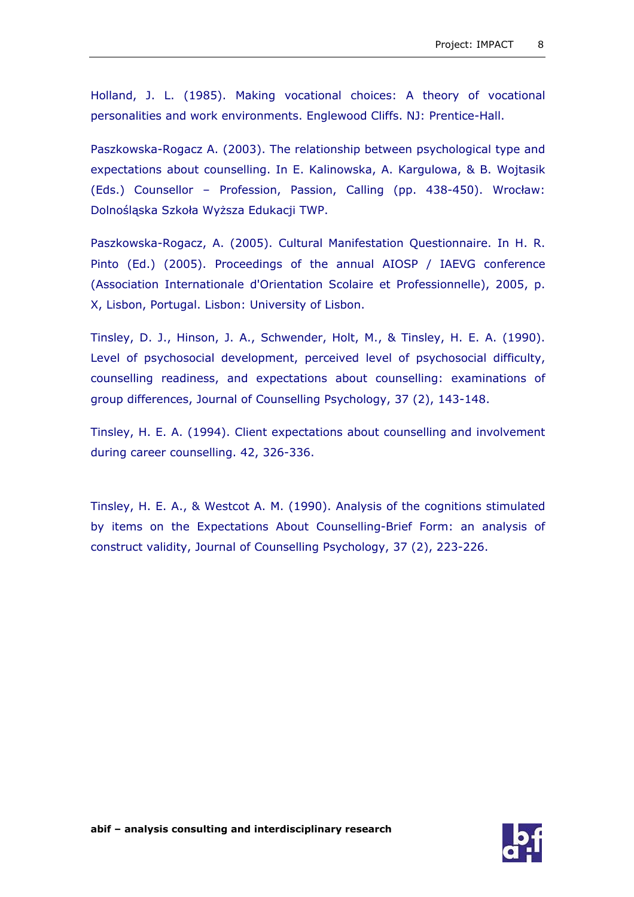Holland, J. L. (1985). Making vocational choices: A theory of vocational personalities and work environments. Englewood Cliffs. NJ: Prentice-Hall.

Paszkowska-Rogacz A. (2003). The relationship between psychological type and expectations about counselling. In E. Kalinowska, A. Kargulowa, & B. Wojtasik (Eds.) Counsellor – Profession, Passion, Calling (pp. 438-450). Wrocław: Dolnośląska Szkoła Wyższa Edukacji TWP.

Paszkowska-Rogacz, A. (2005). Cultural Manifestation Questionnaire. In H. R. Pinto (Ed.) (2005). Proceedings of the annual AIOSP / IAEVG conference (Association Internationale d'Orientation Scolaire et Professionnelle), 2005, p. X, Lisbon, Portugal. Lisbon: University of Lisbon.

Tinsley, D. J., Hinson, J. A., Schwender, Holt, M., & Tinsley, H. E. A. (1990). Level of psychosocial development, perceived level of psychosocial difficulty, counselling readiness, and expectations about counselling: examinations of group differences, Journal of Counselling Psychology, 37 (2), 143-148.

Tinsley, H. E. A. (1994). Client expectations about counselling and involvement during career counselling. 42, 326-336.

Tinsley, H. E. A., & Westcot A. M. (1990). Analysis of the cognitions stimulated by items on the Expectations About Counselling-Brief Form: an analysis of construct validity, Journal of Counselling Psychology, 37 (2), 223-226.